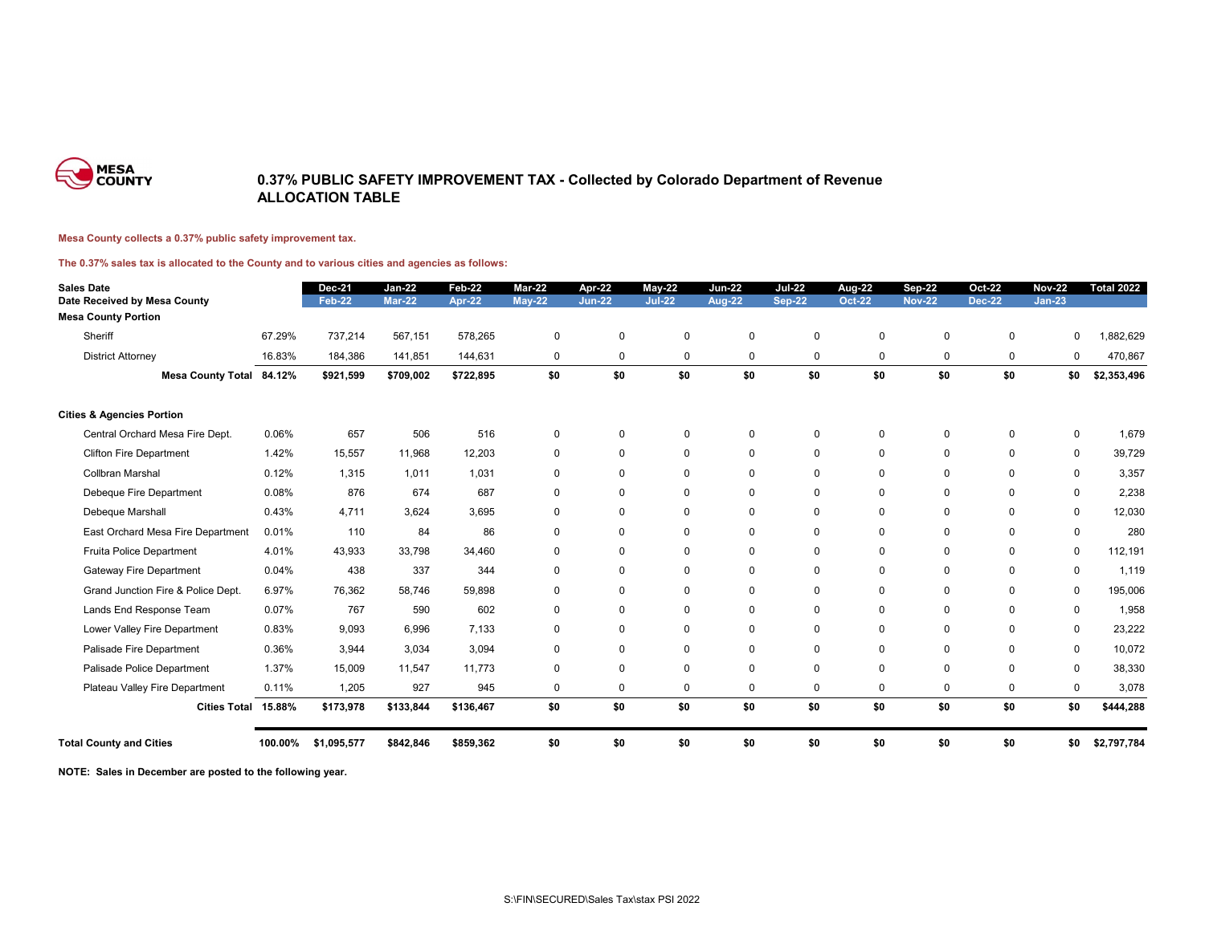MESA COUNTY

# 0.37% PUBLIC SAFETY IMPROVEMENT TAX - Collected by Colorado Department of Revenue
## ALLOCATION TABLE

**Mesa County collects a 0.37% public safety improvement tax.**

**The 0.37% sales tax is allocated to the County and to various cities and agencies as follows:**

| Sales Date | | Dec-21 | Jan-22 | Feb-22 | Mar-22 | Apr-22 | May-22 | Jun-22 | Jul-22 | Aug-22 | Sep-22 | Oct-22 | Nov-22 | Total 2022 |
|---|---|---|---|---|---|---|---|---|---|---|---|---|---|---|
| **Date Received by Mesa County** | | Feb-22 | Mar-22 | Apr-22 | May-22 | Jun-22 | Jul-22 | Aug-22 | Sep-22 | Oct-22 | Nov-22 | Dec-22 | Jan-23 | |
| **Mesa County Portion** | | | | | | | | | | | | | | |
| Sheriff | 67.29% | 737,214 | 567,151 | 578,265 | 0 | 0 | 0 | 0 | 0 | 0 | 0 | 0 | 0 | 1,882,629 |
| District Attorney | 16.83% | 184,386 | 141,851 | 144,631 | 0 | 0 | 0 | 0 | 0 | 0 | 0 | 0 | 0 | 470,867 |
| **Mesa County Total** | **84.12%** | **$921,599** | **$709,002** | **$722,895** | **$0** | **$0** | **$0** | **$0** | **$0** | **$0** | **$0** | **$0** | **$0** | **$2,353,496** |
| **Cities & Agencies Portion** | | | | | | | | | | | | | | |
| Central Orchard Mesa Fire Dept. | 0.06% | 657 | 506 | 516 | 0 | 0 | 0 | 0 | 0 | 0 | 0 | 0 | 0 | 1,679 |
| Clifton Fire Department | 1.42% | 15,557 | 11,968 | 12,203 | 0 | 0 | 0 | 0 | 0 | 0 | 0 | 0 | 0 | 39,729 |
| Collbran Marshal | 0.12% | 1,315 | 1,011 | 1,031 | 0 | 0 | 0 | 0 | 0 | 0 | 0 | 0 | 0 | 3,357 |
| Debeque Fire Department | 0.08% | 876 | 674 | 687 | 0 | 0 | 0 | 0 | 0 | 0 | 0 | 0 | 0 | 2,238 |
| Debeque Marshall | 0.43% | 4,711 | 3,624 | 3,695 | 0 | 0 | 0 | 0 | 0 | 0 | 0 | 0 | 0 | 12,030 |
| East Orchard Mesa Fire Department | 0.01% | 110 | 84 | 86 | 0 | 0 | 0 | 0 | 0 | 0 | 0 | 0 | 0 | 280 |
| Fruita Police Department | 4.01% | 43,933 | 33,798 | 34,460 | 0 | 0 | 0 | 0 | 0 | 0 | 0 | 0 | 0 | 112,191 |
| Gateway Fire Department | 0.04% | 438 | 337 | 344 | 0 | 0 | 0 | 0 | 0 | 0 | 0 | 0 | 0 | 1,119 |
| Grand Junction Fire & Police Dept. | 6.97% | 76,362 | 58,746 | 59,898 | 0 | 0 | 0 | 0 | 0 | 0 | 0 | 0 | 0 | 195,006 |
| Lands End Response Team | 0.07% | 767 | 590 | 602 | 0 | 0 | 0 | 0 | 0 | 0 | 0 | 0 | 0 | 1,958 |
| Lower Valley Fire Department | 0.83% | 9,093 | 6,996 | 7,133 | 0 | 0 | 0 | 0 | 0 | 0 | 0 | 0 | 0 | 23,222 |
| Palisade Fire Department | 0.36% | 3,944 | 3,034 | 3,094 | 0 | 0 | 0 | 0 | 0 | 0 | 0 | 0 | 0 | 10,072 |
| Palisade Police Department | 1.37% | 15,009 | 11,547 | 11,773 | 0 | 0 | 0 | 0 | 0 | 0 | 0 | 0 | 0 | 38,330 |
| Plateau Valley Fire Department | 0.11% | 1,205 | 927 | 945 | 0 | 0 | 0 | 0 | 0 | 0 | 0 | 0 | 0 | 3,078 |
| **Cities Total** | **15.88%** | **$173,978** | **$133,844** | **$136,467** | **$0** | **$0** | **$0** | **$0** | **$0** | **$0** | **$0** | **$0** | **$0** | **$444,288** |
| **Total County and Cities** | **100.00%** | **$1,095,577** | **$842,846** | **$859,362** | **$0** | **$0** | **$0** | **$0** | **$0** | **$0** | **$0** | **$0** | **$0** | **$2,797,784** |

**NOTE: Sales in December are posted to the following year.**

S:\FIN\SECURED\Sales Tax\stax PSI 2022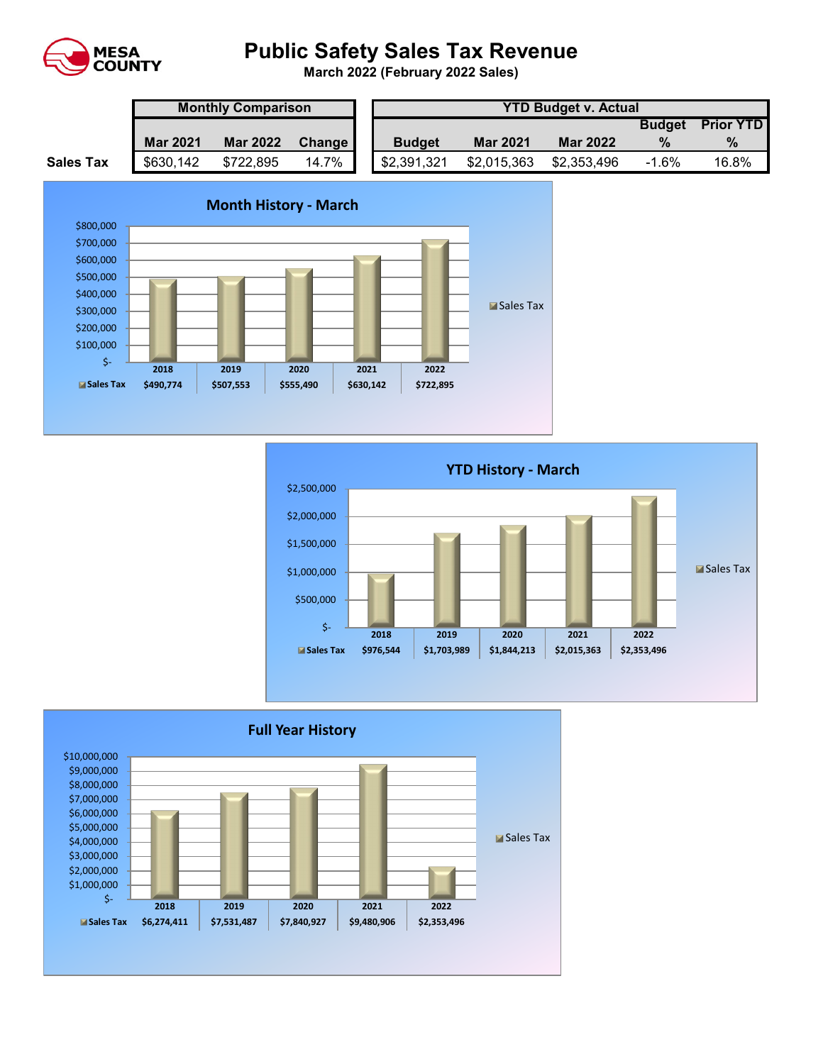# Public Safety Sales Tax Revenue

**March 2022 (February 2022 Sales)**

| | Monthly Comparison | | | YTD Budget v. Actual | | | | |
|---|---|---|---|---|---|---|---|---|
| | Mar 2021 | Mar 2022 | Change | Budget | Mar 2021 | Mar 2022 | Budget % | Prior YTD % |
| **Sales Tax** | $630,142 | $722,895 | 14.7% | $2,391,321 | $2,015,363 | $2,353,496 | -1.6% | 16.8% |

## Month History - March

| | 2018 | 2019 | 2020 | 2021 | 2022 |
|---|---|---|---|---|---|
| Sales Tax | $490,774 | $507,553 | $555,490 | $630,142 | $722,895 |

## YTD History - March

| | 2018 | 2019 | 2020 | 2021 | 2022 |
|---|---|---|---|---|---|
| Sales Tax | $976,544 | $1,703,989 | $1,844,213 | $2,015,363 | $2,353,496 |

## Full Year History

| | 2018 | 2019 | 2020 | 2021 | 2022 |
|---|---|---|---|---|---|
| Sales Tax | $6,274,411 | $7,531,487 | $7,840,927 | $9,480,906 | $2,353,496 |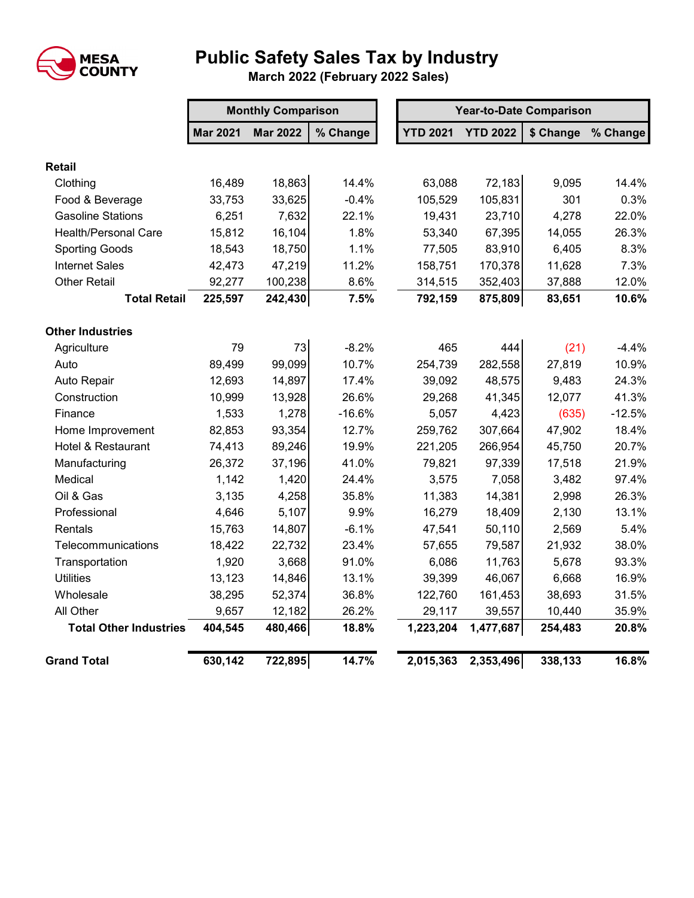MESA COUNTY

# Public Safety Sales Tax by Industry

**March 2022 (February 2022 Sales)**

| | Monthly Comparison | | | Year-to-Date Comparison | | | |
|---|---|---|---|---|---|---|---|
| | Mar 2021 | Mar 2022 | % Change | YTD 2021 | YTD 2022 | $ Change | % Change |
| **Retail** | | | | | | | |
| Clothing | 16,489 | 18,863 | 14.4% | 63,088 | 72,183 | 9,095 | 14.4% |
| Food & Beverage | 33,753 | 33,625 | -0.4% | 105,529 | 105,831 | 301 | 0.3% |
| Gasoline Stations | 6,251 | 7,632 | 22.1% | 19,431 | 23,710 | 4,278 | 22.0% |
| Health/Personal Care | 15,812 | 16,104 | 1.8% | 53,340 | 67,395 | 14,055 | 26.3% |
| Sporting Goods | 18,543 | 18,750 | 1.1% | 77,505 | 83,910 | 6,405 | 8.3% |
| Internet Sales | 42,473 | 47,219 | 11.2% | 158,751 | 170,378 | 11,628 | 7.3% |
| Other Retail | 92,277 | 100,238 | 8.6% | 314,515 | 352,403 | 37,888 | 12.0% |
| **Total Retail** | **225,597** | **242,430** | **7.5%** | **792,159** | **875,809** | **83,651** | **10.6%** |
| **Other Industries** | | | | | | | |
| Agriculture | 79 | 73 | -8.2% | 465 | 444 | (21) | -4.4% |
| Auto | 89,499 | 99,099 | 10.7% | 254,739 | 282,558 | 27,819 | 10.9% |
| Auto Repair | 12,693 | 14,897 | 17.4% | 39,092 | 48,575 | 9,483 | 24.3% |
| Construction | 10,999 | 13,928 | 26.6% | 29,268 | 41,345 | 12,077 | 41.3% |
| Finance | 1,533 | 1,278 | -16.6% | 5,057 | 4,423 | (635) | -12.5% |
| Home Improvement | 82,853 | 93,354 | 12.7% | 259,762 | 307,664 | 47,902 | 18.4% |
| Hotel & Restaurant | 74,413 | 89,246 | 19.9% | 221,205 | 266,954 | 45,750 | 20.7% |
| Manufacturing | 26,372 | 37,196 | 41.0% | 79,821 | 97,339 | 17,518 | 21.9% |
| Medical | 1,142 | 1,420 | 24.4% | 3,575 | 7,058 | 3,482 | 97.4% |
| Oil & Gas | 3,135 | 4,258 | 35.8% | 11,383 | 14,381 | 2,998 | 26.3% |
| Professional | 4,646 | 5,107 | 9.9% | 16,279 | 18,409 | 2,130 | 13.1% |
| Rentals | 15,763 | 14,807 | -6.1% | 47,541 | 50,110 | 2,569 | 5.4% |
| Telecommunications | 18,422 | 22,732 | 23.4% | 57,655 | 79,587 | 21,932 | 38.0% |
| Transportation | 1,920 | 3,668 | 91.0% | 6,086 | 11,763 | 5,678 | 93.3% |
| Utilities | 13,123 | 14,846 | 13.1% | 39,399 | 46,067 | 6,668 | 16.9% |
| Wholesale | 38,295 | 52,374 | 36.8% | 122,760 | 161,453 | 38,693 | 31.5% |
| All Other | 9,657 | 12,182 | 26.2% | 29,117 | 39,557 | 10,440 | 35.9% |
| **Total Other Industries** | **404,545** | **480,466** | **18.8%** | **1,223,204** | **1,477,687** | **254,483** | **20.8%** |
| **Grand Total** | **630,142** | **722,895** | **14.7%** | **2,015,363** | **2,353,496** | **338,133** | **16.8%** |